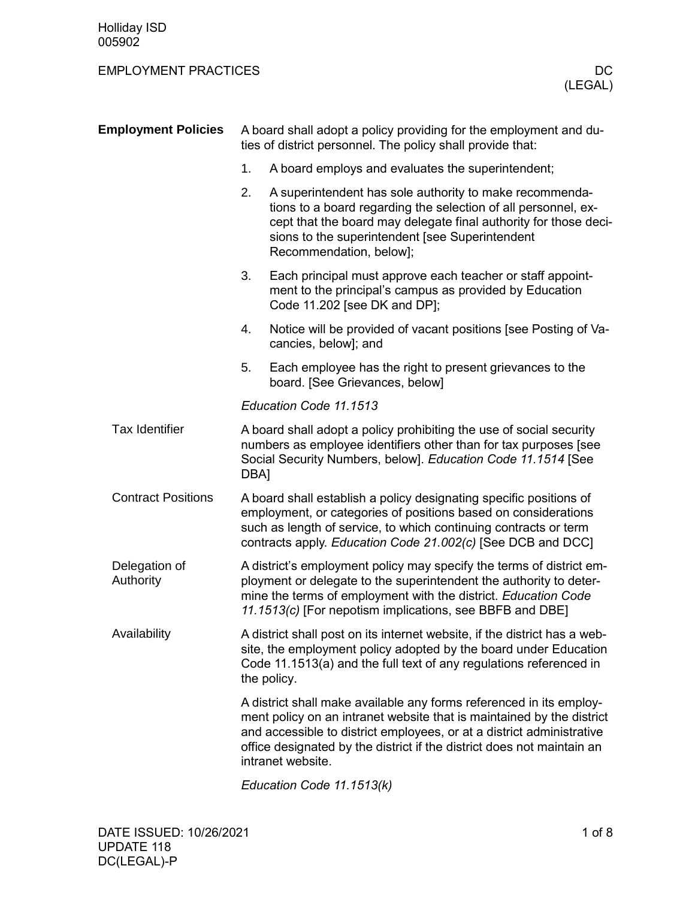Holliday ISD
005902

# EMPLOYMENT PRACTICES DC (LEGAL)

## Employment Policies

A board shall adopt a policy providing for the employment and duties of district personnel. The policy shall provide that:

1. A board employs and evaluates the superintendent;
2. A superintendent has sole authority to make recommendations to a board regarding the selection of all personnel, except that the board may delegate final authority for those decisions to the superintendent [see Superintendent Recommendation, below];
3. Each principal must approve each teacher or staff appointment to the principal's campus as provided by Education Code 11.202 [see DK and DP];
4. Notice will be provided of vacant positions [see Posting of Vacancies, below]; and
5. Each employee has the right to present grievances to the board. [See Grievances, below]

*Education Code 11.1513*

### Tax Identifier

A board shall adopt a policy prohibiting the use of social security numbers as employee identifiers other than for tax purposes [see Social Security Numbers, below]. *Education Code 11.1514* [See DBA]

### Contract Positions

A board shall establish a policy designating specific positions of employment, or categories of positions based on considerations such as length of service, to which continuing contracts or term contracts apply. *Education Code 21.002(c)* [See DCB and DCC]

### Delegation of Authority

A district's employment policy may specify the terms of district employment or delegate to the superintendent the authority to determine the terms of employment with the district. *Education Code 11.1513(c)* [For nepotism implications, see BBFB and DBE]

### Availability

A district shall post on its internet website, if the district has a website, the employment policy adopted by the board under Education Code 11.1513(a) and the full text of any regulations referenced in the policy.

A district shall make available any forms referenced in its employment policy on an intranet website that is maintained by the district and accessible to district employees, or at a district administrative office designated by the district if the district does not maintain an intranet website.

*Education Code 11.1513(k)*

DATE ISSUED: 10/26/2021
UPDATE 118
DC(LEGAL)-P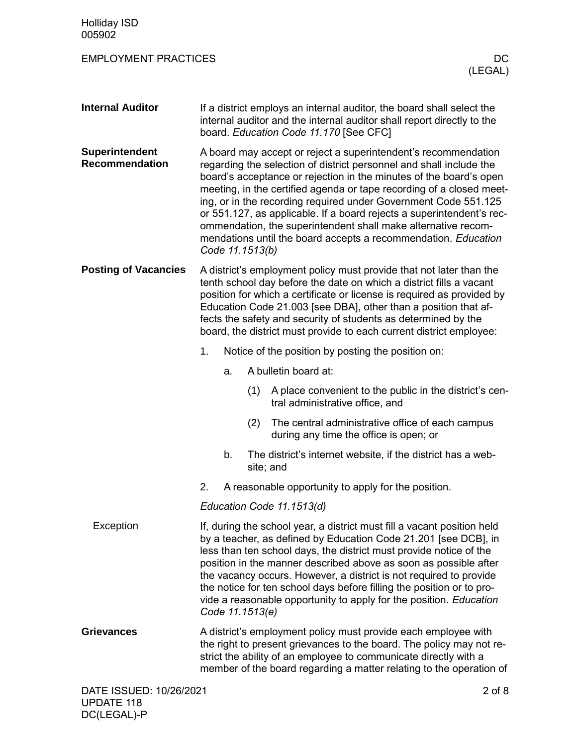## Internal Auditor

If a district employs an internal auditor, the board shall select the internal auditor and the internal auditor shall report directly to the board. *Education Code 11.170* [See CFC]

## Superintendent Recommendation

A board may accept or reject a superintendent's recommendation regarding the selection of district personnel and shall include the board's acceptance or rejection in the minutes of the board's open meeting, in the certified agenda or tape recording of a closed meeting, or in the recording required under Government Code 551.125 or 551.127, as applicable. If a board rejects a superintendent's recommendation, the superintendent shall make alternative recommendations until the board accepts a recommendation. *Education Code 11.1513(b)*

## Posting of Vacancies

A district's employment policy must provide that not later than the tenth school day before the date on which a district fills a vacant position for which a certificate or license is required as provided by Education Code 21.003 [see DBA], other than a position that affects the safety and security of students as determined by the board, the district must provide to each current district employee:

1. Notice of the position by posting the position on:
   a. A bulletin board at:
      (1) A place convenient to the public in the district's central administrative office, and
      (2) The central administrative office of each campus during any time the office is open; or
   b. The district's internet website, if the district has a website; and
2. A reasonable opportunity to apply for the position.

*Education Code 11.1513(d)*

### Exception

If, during the school year, a district must fill a vacant position held by a teacher, as defined by Education Code 21.201 [see DCB], in less than ten school days, the district must provide notice of the position in the manner described above as soon as possible after the vacancy occurs. However, a district is not required to provide the notice for ten school days before filling the position or to provide a reasonable opportunity to apply for the position. *Education Code 11.1513(e)*

## Grievances

A district's employment policy must provide each employee with the right to present grievances to the board. The policy may not restrict the ability of an employee to communicate directly with a member of the board regarding a matter relating to the operation of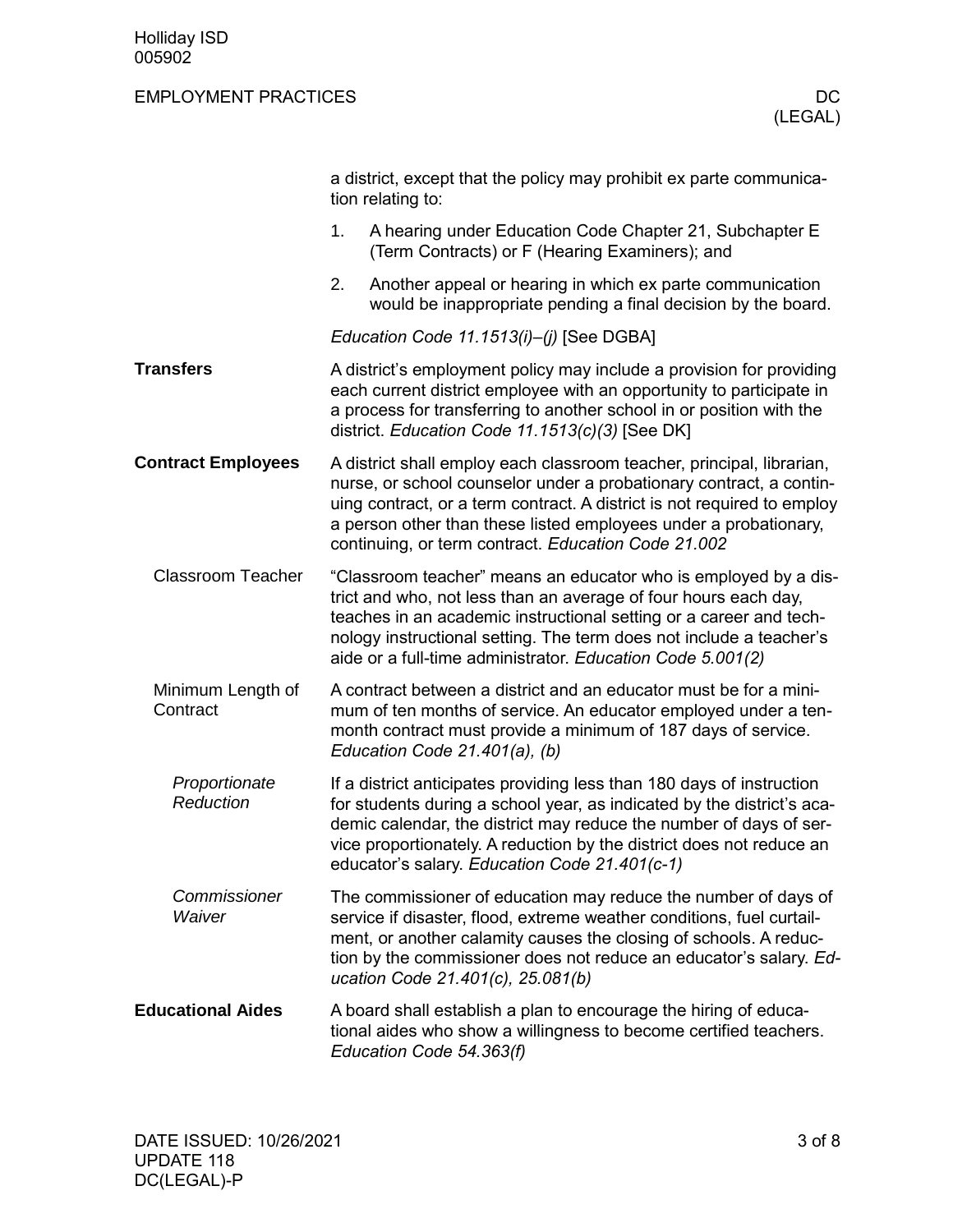a district, except that the policy may prohibit ex parte communication relating to:

1. A hearing under Education Code Chapter 21, Subchapter E (Term Contracts) or F (Hearing Examiners); and
2. Another appeal or hearing in which ex parte communication would be inappropriate pending a final decision by the board.

*Education Code 11.1513(i)–(j)* [See DGBA]

## Transfers

A district's employment policy may include a provision for providing each current district employee with an opportunity to participate in a process for transferring to another school in or position with the district. *Education Code 11.1513(c)(3)* [See DK]

## Contract Employees

A district shall employ each classroom teacher, principal, librarian, nurse, or school counselor under a probationary contract, a continuing contract, or a term contract. A district is not required to employ a person other than these listed employees under a probationary, continuing, or term contract. *Education Code 21.002*

### Classroom Teacher

"Classroom teacher" means an educator who is employed by a district and who, not less than an average of four hours each day, teaches in an academic instructional setting or a career and technology instructional setting. The term does not include a teacher's aide or a full-time administrator. *Education Code 5.001(2)*

### Minimum Length of Contract

A contract between a district and an educator must be for a minimum of ten months of service. An educator employed under a ten-month contract must provide a minimum of 187 days of service. *Education Code 21.401(a), (b)*

#### *Proportionate Reduction*

If a district anticipates providing less than 180 days of instruction for students during a school year, as indicated by the district's academic calendar, the district may reduce the number of days of service proportionately. A reduction by the district does not reduce an educator's salary. *Education Code 21.401(c-1)*

#### *Commissioner Waiver*

The commissioner of education may reduce the number of days of service if disaster, flood, extreme weather conditions, fuel curtailment, or another calamity causes the closing of schools. A reduction by the commissioner does not reduce an educator's salary. *Education Code 21.401(c), 25.081(b)*

## Educational Aides

A board shall establish a plan to encourage the hiring of educational aides who show a willingness to become certified teachers. *Education Code 54.363(f)*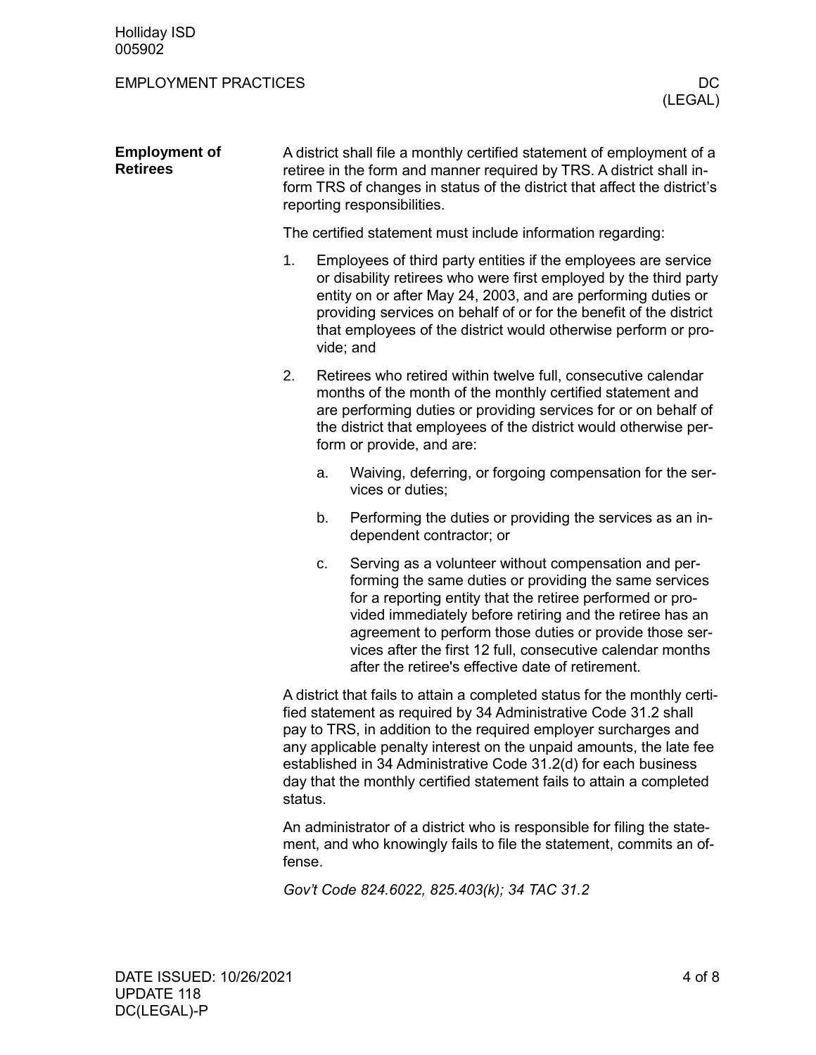## Employment of Retirees

A district shall file a monthly certified statement of employment of a retiree in the form and manner required by TRS. A district shall inform TRS of changes in status of the district that affect the district's reporting responsibilities.

The certified statement must include information regarding:

1. Employees of third party entities if the employees are service or disability retirees who were first employed by the third party entity on or after May 24, 2003, and are performing duties or providing services on behalf of or for the benefit of the district that employees of the district would otherwise perform or provide; and
2. Retirees who retired within twelve full, consecutive calendar months of the month of the monthly certified statement and are performing duties or providing services for or on behalf of the district that employees of the district would otherwise perform or provide, and are:
   a. Waiving, deferring, or forgoing compensation for the services or duties;
   b. Performing the duties or providing the services as an independent contractor; or
   c. Serving as a volunteer without compensation and performing the same duties or providing the same services for a reporting entity that the retiree performed or provided immediately before retiring and the retiree has an agreement to perform those duties or provide those services after the first 12 full, consecutive calendar months after the retiree's effective date of retirement.

A district that fails to attain a completed status for the monthly certified statement as required by 34 Administrative Code 31.2 shall pay to TRS, in addition to the required employer surcharges and any applicable penalty interest on the unpaid amounts, the late fee established in 34 Administrative Code 31.2(d) for each business day that the monthly certified statement fails to attain a completed status.

An administrator of a district who is responsible for filing the statement, and who knowingly fails to file the statement, commits an offense.

*Gov't Code 824.6022, 825.403(k); 34 TAC 31.2*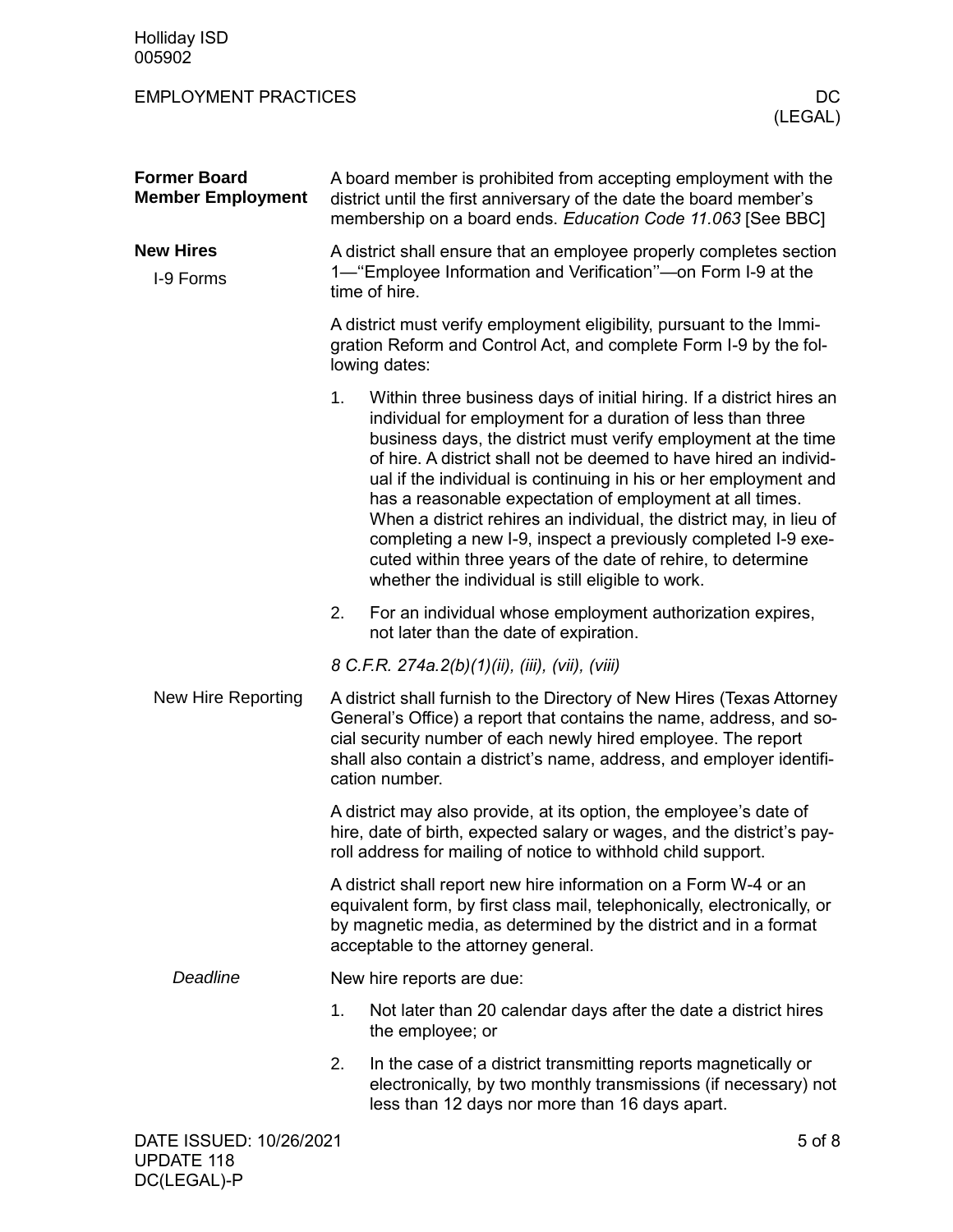## Former Board Member Employment

A board member is prohibited from accepting employment with the district until the first anniversary of the date the board member's membership on a board ends. *Education Code 11.063* [See BBC]

## New Hires

### I-9 Forms

A district shall ensure that an employee properly completes section 1—"Employee Information and Verification"—on Form I-9 at the time of hire.

A district must verify employment eligibility, pursuant to the Immigration Reform and Control Act, and complete Form I-9 by the following dates:

1. Within three business days of initial hiring. If a district hires an individual for employment for a duration of less than three business days, the district must verify employment at the time of hire. A district shall not be deemed to have hired an individual if the individual is continuing in his or her employment and has a reasonable expectation of employment at all times. When a district rehires an individual, the district may, in lieu of completing a new I-9, inspect a previously completed I-9 executed within three years of the date of rehire, to determine whether the individual is still eligible to work.
2. For an individual whose employment authorization expires, not later than the date of expiration.

*8 C.F.R. 274a.2(b)(1)(ii), (iii), (vii), (viii)*

### New Hire Reporting

A district shall furnish to the Directory of New Hires (Texas Attorney General's Office) a report that contains the name, address, and social security number of each newly hired employee. The report shall also contain a district's name, address, and employer identification number.

A district may also provide, at its option, the employee's date of hire, date of birth, expected salary or wages, and the district's payroll address for mailing of notice to withhold child support.

A district shall report new hire information on a Form W-4 or an equivalent form, by first class mail, telephonically, electronically, or by magnetic media, as determined by the district and in a format acceptable to the attorney general.

#### *Deadline*

New hire reports are due:

1. Not later than 20 calendar days after the date a district hires the employee; or
2. In the case of a district transmitting reports magnetically or electronically, by two monthly transmissions (if necessary) not less than 12 days nor more than 16 days apart.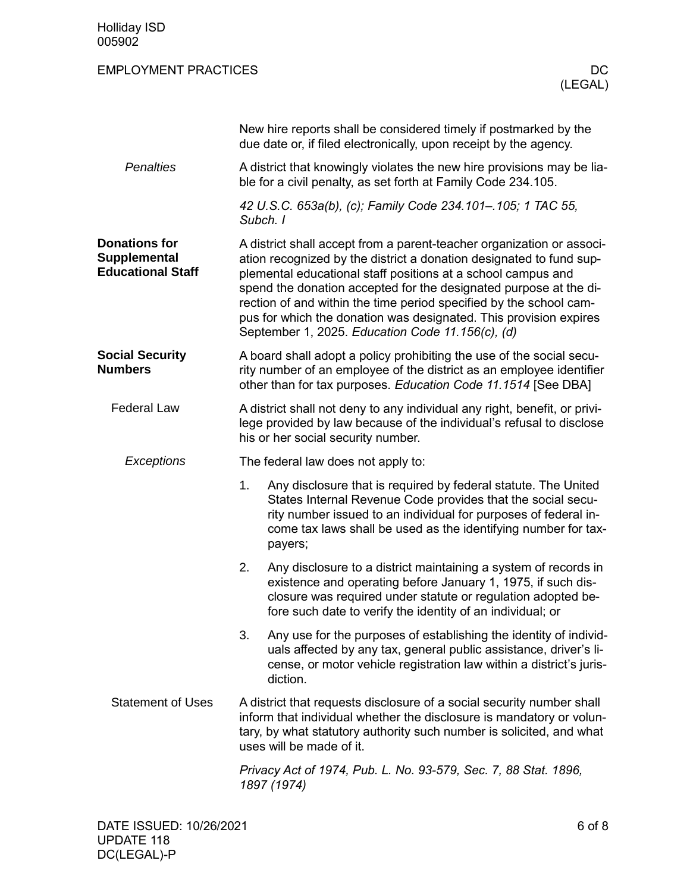New hire reports shall be considered timely if postmarked by the due date or, if filed electronically, upon receipt by the agency.

*Penalties*

A district that knowingly violates the new hire provisions may be liable for a civil penalty, as set forth at Family Code 234.105.

*42 U.S.C. 653a(b), (c); Family Code 234.101–.105; 1 TAC 55, Subch. I*

## Donations for Supplemental Educational Staff

A district shall accept from a parent-teacher organization or association recognized by the district a donation designated to fund supplemental educational staff positions at a school campus and spend the donation accepted for the designated purpose at the direction of and within the time period specified by the school campus for which the donation was designated. This provision expires September 1, 2025. *Education Code 11.156(c), (d)*

## Social Security Numbers

A board shall adopt a policy prohibiting the use of the social security number of an employee of the district as an employee identifier other than for tax purposes. *Education Code 11.1514* [See DBA]

### Federal Law

A district shall not deny to any individual any right, benefit, or privilege provided by law because of the individual's refusal to disclose his or her social security number.

*Exceptions*

The federal law does not apply to:

1. Any disclosure that is required by federal statute. The United States Internal Revenue Code provides that the social security number issued to an individual for purposes of federal income tax laws shall be used as the identifying number for taxpayers;
2. Any disclosure to a district maintaining a system of records in existence and operating before January 1, 1975, if such disclosure was required under statute or regulation adopted before such date to verify the identity of an individual; or
3. Any use for the purposes of establishing the identity of individuals affected by any tax, general public assistance, driver's license, or motor vehicle registration law within a district's jurisdiction.

### Statement of Uses

A district that requests disclosure of a social security number shall inform that individual whether the disclosure is mandatory or voluntary, by what statutory authority such number is solicited, and what uses will be made of it.

*Privacy Act of 1974, Pub. L. No. 93-579, Sec. 7, 88 Stat. 1896, 1897 (1974)*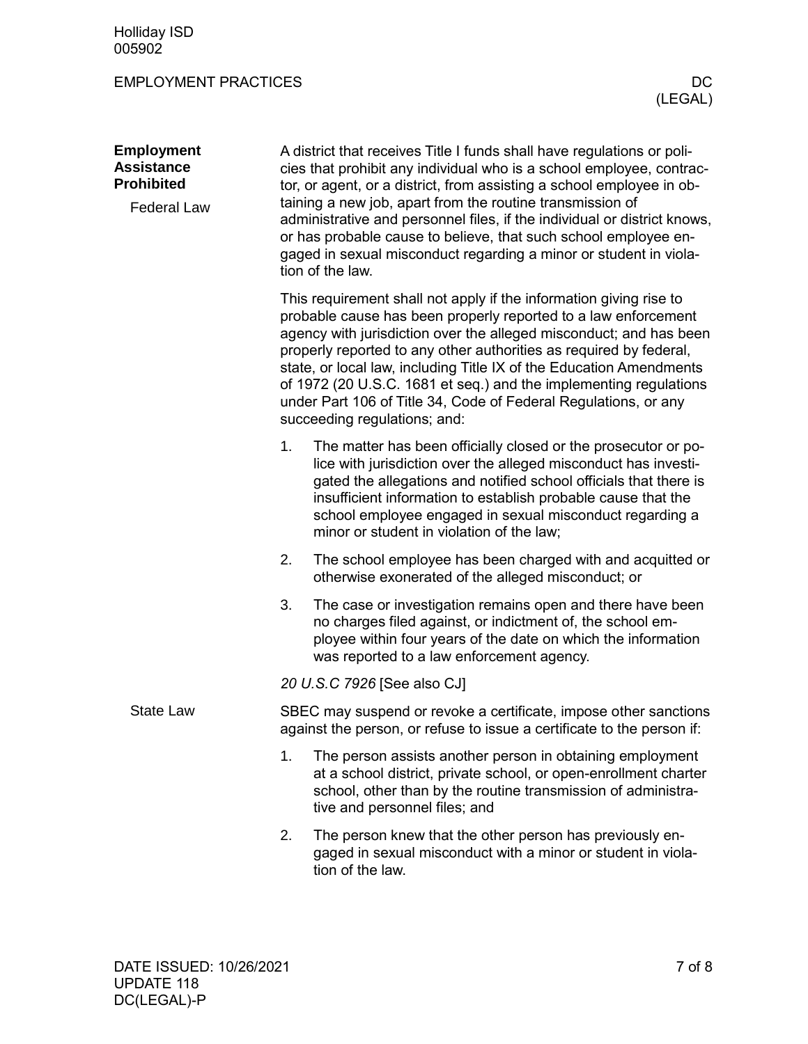## Employment Assistance Prohibited

### Federal Law

A district that receives Title I funds shall have regulations or policies that prohibit any individual who is a school employee, contractor, or agent, or a district, from assisting a school employee in obtaining a new job, apart from the routine transmission of administrative and personnel files, if the individual or district knows, or has probable cause to believe, that such school employee engaged in sexual misconduct regarding a minor or student in violation of the law.

This requirement shall not apply if the information giving rise to probable cause has been properly reported to a law enforcement agency with jurisdiction over the alleged misconduct; and has been properly reported to any other authorities as required by federal, state, or local law, including Title IX of the Education Amendments of 1972 (20 U.S.C. 1681 et seq.) and the implementing regulations under Part 106 of Title 34, Code of Federal Regulations, or any succeeding regulations; and:

1. The matter has been officially closed or the prosecutor or police with jurisdiction over the alleged misconduct has investigated the allegations and notified school officials that there is insufficient information to establish probable cause that the school employee engaged in sexual misconduct regarding a minor or student in violation of the law;
2. The school employee has been charged with and acquitted or otherwise exonerated of the alleged misconduct; or
3. The case or investigation remains open and there have been no charges filed against, or indictment of, the school employee within four years of the date on which the information was reported to a law enforcement agency.

*20 U.S.C 7926* [See also CJ]

### State Law

SBEC may suspend or revoke a certificate, impose other sanctions against the person, or refuse to issue a certificate to the person if:

1. The person assists another person in obtaining employment at a school district, private school, or open-enrollment charter school, other than by the routine transmission of administrative and personnel files; and
2. The person knew that the other person has previously engaged in sexual misconduct with a minor or student in violation of the law.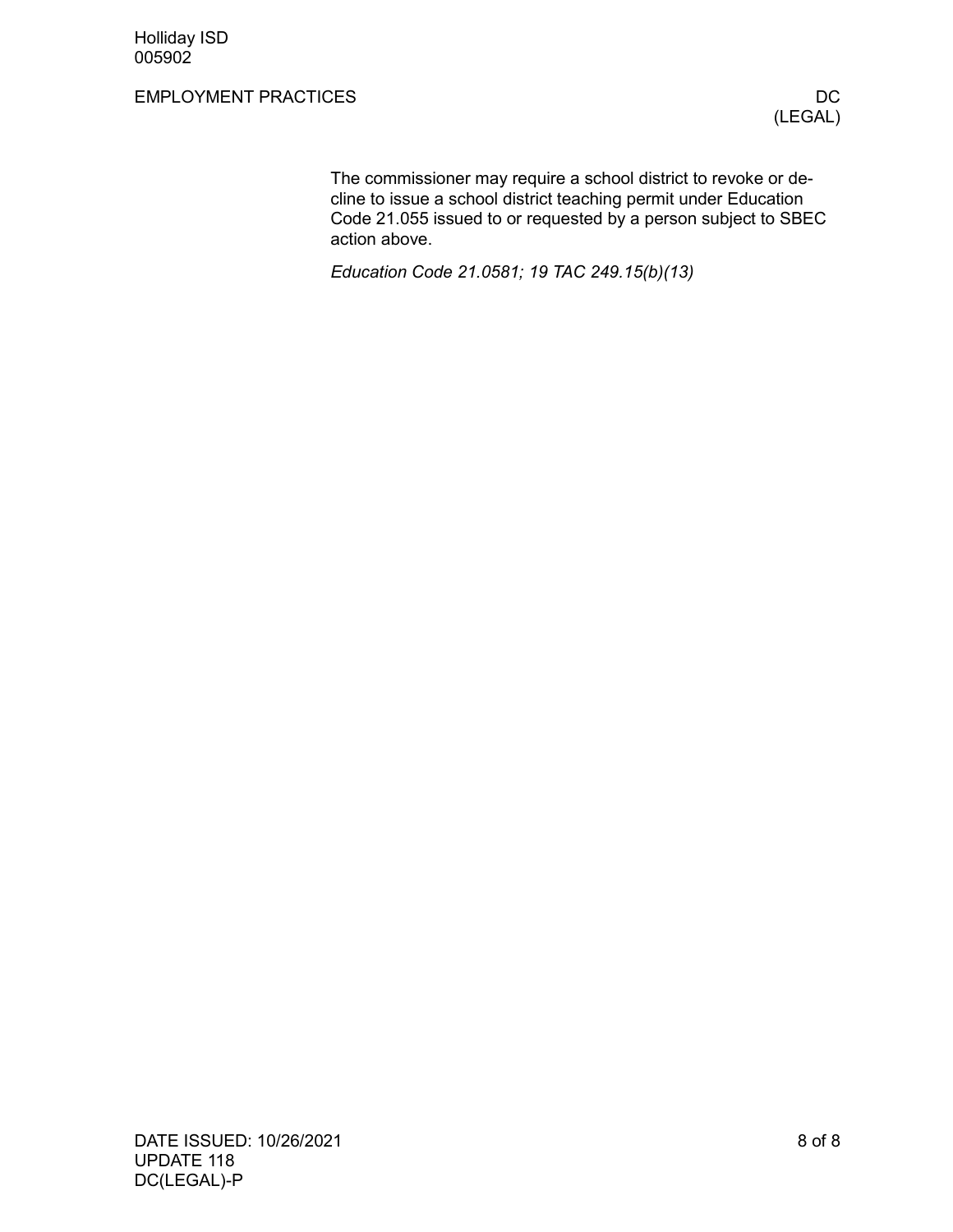The commissioner may require a school district to revoke or decline to issue a school district teaching permit under Education Code 21.055 issued to or requested by a person subject to SBEC action above.

*Education Code 21.0581; 19 TAC 249.15(b)(13)*